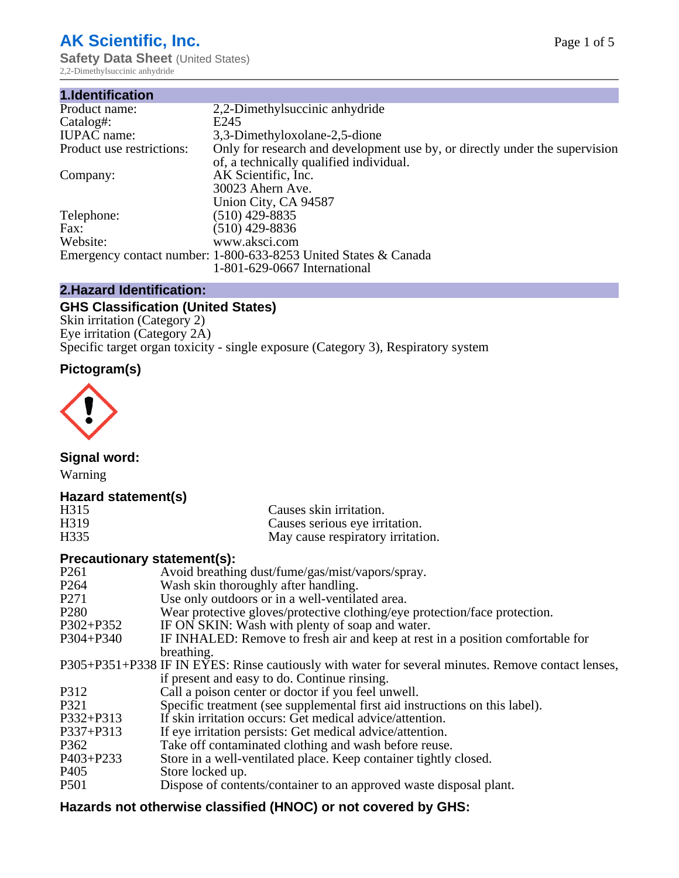# AK Scientific, Inc.

**Safety Data Sheet** (United States)

2,2-Dimethylsuccinic anhydride

## 1.Identification

| | |
|---|---|
| Product name: | 2,2-Dimethylsuccinic anhydride |
| Catalog#: | E245 |
| IUPAC name: | 3,3-Dimethyloxolane-2,5-dione |
| Product use restrictions: | Only for research and development use by, or directly under the supervision of, a technically qualified individual. |
| Company: | AK Scientific, Inc.<br>30023 Ahern Ave.<br>Union City, CA 94587 |
| Telephone: | (510) 429-8835 |
| Fax: | (510) 429-8836 |
| Website: | www.aksci.com |
| Emergency contact number: | 1-800-633-8253 United States & Canada<br>1-801-629-0667 International |

## 2.Hazard Identification:

### GHS Classification (United States)

Skin irritation (Category 2)
Eye irritation (Category 2A)
Specific target organ toxicity - single exposure (Category 3), Respiratory system

### Pictogram(s)

### Signal word:

Warning

### Hazard statement(s)

| | |
|---|---|
| H315 | Causes skin irritation. |
| H319 | Causes serious eye irritation. |
| H335 | May cause respiratory irritation. |

### Precautionary statement(s):

| | |
|---|---|
| P261 | Avoid breathing dust/fume/gas/mist/vapors/spray. |
| P264 | Wash skin thoroughly after handling. |
| P271 | Use only outdoors or in a well-ventilated area. |
| P280 | Wear protective gloves/protective clothing/eye protection/face protection. |
| P302+P352 | IF ON SKIN: Wash with plenty of soap and water. |
| P304+P340 | IF INHALED: Remove to fresh air and keep at rest in a position comfortable for breathing. |
| P305+P351+P338 | IF IN EYES: Rinse cautiously with water for several minutes. Remove contact lenses, if present and easy to do. Continue rinsing. |
| P312 | Call a poison center or doctor if you feel unwell. |
| P321 | Specific treatment (see supplemental first aid instructions on this label). |
| P332+P313 | If skin irritation occurs: Get medical advice/attention. |
| P337+P313 | If eye irritation persists: Get medical advice/attention. |
| P362 | Take off contaminated clothing and wash before reuse. |
| P403+P233 | Store in a well-ventilated place. Keep container tightly closed. |
| P405 | Store locked up. |
| P501 | Dispose of contents/container to an approved waste disposal plant. |

### Hazards not otherwise classified (HNOC) or not covered by GHS: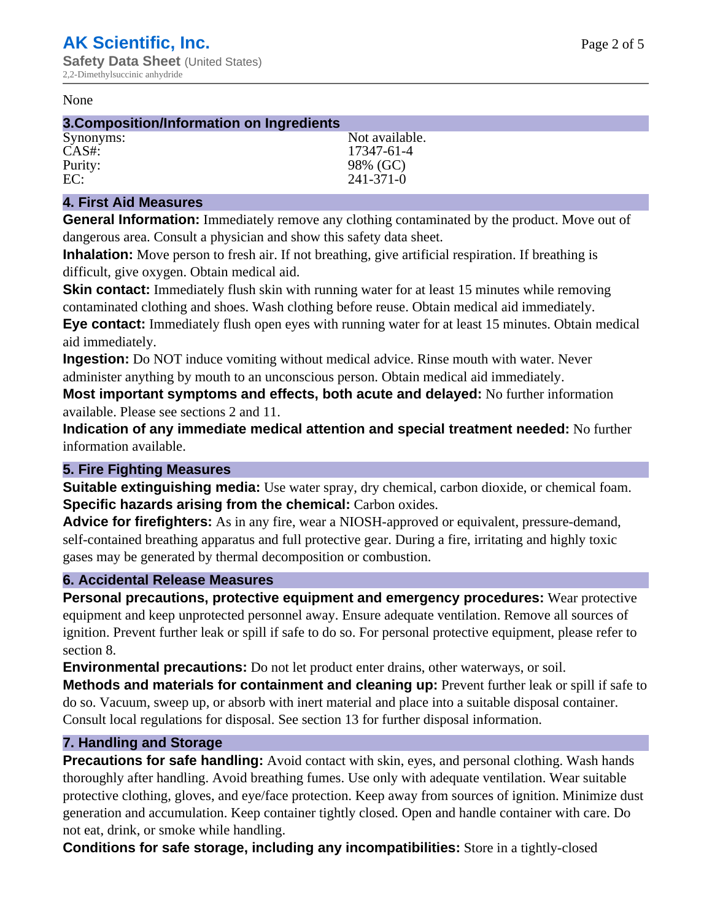None

## 3.Composition/Information on Ingredients

| | |
|---|---|
| Synonyms: | Not available. |
| CAS#: | 17347-61-4 |
| Purity: | 98% (GC) |
| EC: | 241-371-0 |

## 4. First Aid Measures

**General Information:** Immediately remove any clothing contaminated by the product. Move out of dangerous area. Consult a physician and show this safety data sheet.

**Inhalation:** Move person to fresh air. If not breathing, give artificial respiration. If breathing is difficult, give oxygen. Obtain medical aid.

**Skin contact:** Immediately flush skin with running water for at least 15 minutes while removing contaminated clothing and shoes. Wash clothing before reuse. Obtain medical aid immediately.

**Eye contact:** Immediately flush open eyes with running water for at least 15 minutes. Obtain medical aid immediately.

**Ingestion:** Do NOT induce vomiting without medical advice. Rinse mouth with water. Never administer anything by mouth to an unconscious person. Obtain medical aid immediately.

**Most important symptoms and effects, both acute and delayed:** No further information available. Please see sections 2 and 11.

**Indication of any immediate medical attention and special treatment needed:** No further information available.

## 5. Fire Fighting Measures

**Suitable extinguishing media:** Use water spray, dry chemical, carbon dioxide, or chemical foam.

**Specific hazards arising from the chemical:** Carbon oxides.

**Advice for firefighters:** As in any fire, wear a NIOSH-approved or equivalent, pressure-demand, self-contained breathing apparatus and full protective gear. During a fire, irritating and highly toxic gases may be generated by thermal decomposition or combustion.

## 6. Accidental Release Measures

**Personal precautions, protective equipment and emergency procedures:** Wear protective equipment and keep unprotected personnel away. Ensure adequate ventilation. Remove all sources of ignition. Prevent further leak or spill if safe to do so. For personal protective equipment, please refer to section 8.

**Environmental precautions:** Do not let product enter drains, other waterways, or soil.

**Methods and materials for containment and cleaning up:** Prevent further leak or spill if safe to do so. Vacuum, sweep up, or absorb with inert material and place into a suitable disposal container. Consult local regulations for disposal. See section 13 for further disposal information.

## 7. Handling and Storage

**Precautions for safe handling:** Avoid contact with skin, eyes, and personal clothing. Wash hands thoroughly after handling. Avoid breathing fumes. Use only with adequate ventilation. Wear suitable protective clothing, gloves, and eye/face protection. Keep away from sources of ignition. Minimize dust generation and accumulation. Keep container tightly closed. Open and handle container with care. Do not eat, drink, or smoke while handling.

**Conditions for safe storage, including any incompatibilities:** Store in a tightly-closed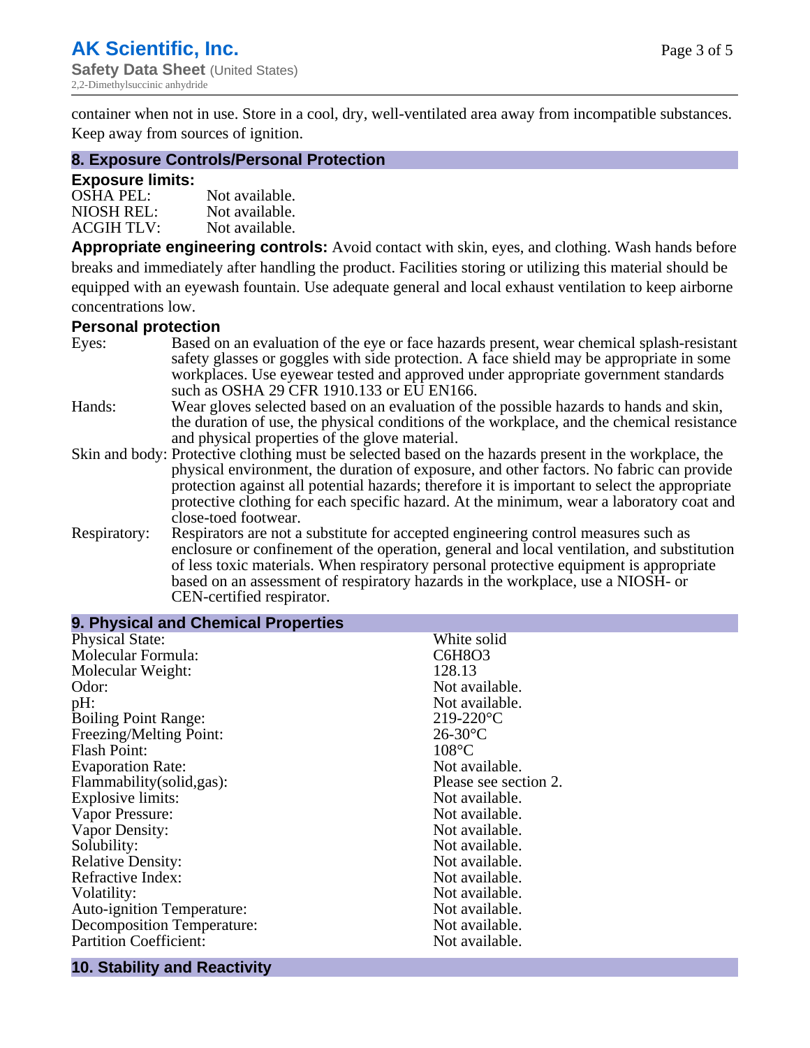container when not in use. Store in a cool, dry, well-ventilated area away from incompatible substances. Keep away from sources of ignition.

## 8. Exposure Controls/Personal Protection

### Exposure limits:

| | |
|---|---|
| OSHA PEL: | Not available. |
| NIOSH REL: | Not available. |
| ACGIH TLV: | Not available. |

**Appropriate engineering controls:** Avoid contact with skin, eyes, and clothing. Wash hands before breaks and immediately after handling the product. Facilities storing or utilizing this material should be equipped with an eyewash fountain. Use adequate general and local exhaust ventilation to keep airborne concentrations low.

### Personal protection

| | |
|---|---|
| Eyes: | Based on an evaluation of the eye or face hazards present, wear chemical splash-resistant safety glasses or goggles with side protection. A face shield may be appropriate in some workplaces. Use eyewear tested and approved under appropriate government standards such as OSHA 29 CFR 1910.133 or EU EN166. |
| Hands: | Wear gloves selected based on an evaluation of the possible hazards to hands and skin, the duration of use, the physical conditions of the workplace, and the chemical resistance and physical properties of the glove material. |
| Skin and body: | Protective clothing must be selected based on the hazards present in the workplace, the physical environment, the duration of exposure, and other factors. No fabric can provide protection against all potential hazards; therefore it is important to select the appropriate protective clothing for each specific hazard. At the minimum, wear a laboratory coat and close-toed footwear. |
| Respiratory: | Respirators are not a substitute for accepted engineering control measures such as enclosure or confinement of the operation, general and local ventilation, and substitution of less toxic materials. When respiratory personal protective equipment is appropriate based on an assessment of respiratory hazards in the workplace, use a NIOSH- or CEN-certified respirator. |

## 9. Physical and Chemical Properties

| | |
|---|---|
| Physical State: | White solid |
| Molecular Formula: | $C_6H_8O_3$ |
| Molecular Weight: | 128.13 |
| Odor: | Not available. |
| pH: | Not available. |
| Boiling Point Range: | 219-220°C |
| Freezing/Melting Point: | 26-30°C |
| Flash Point: | 108°C |
| Evaporation Rate: | Not available. |
| Flammability(solid,gas): | Please see section 2. |
| Explosive limits: | Not available. |
| Vapor Pressure: | Not available. |
| Vapor Density: | Not available. |
| Solubility: | Not available. |
| Relative Density: | Not available. |
| Refractive Index: | Not available. |
| Volatility: | Not available. |
| Auto-ignition Temperature: | Not available. |
| Decomposition Temperature: | Not available. |
| Partition Coefficient: | Not available. |

## 10. Stability and Reactivity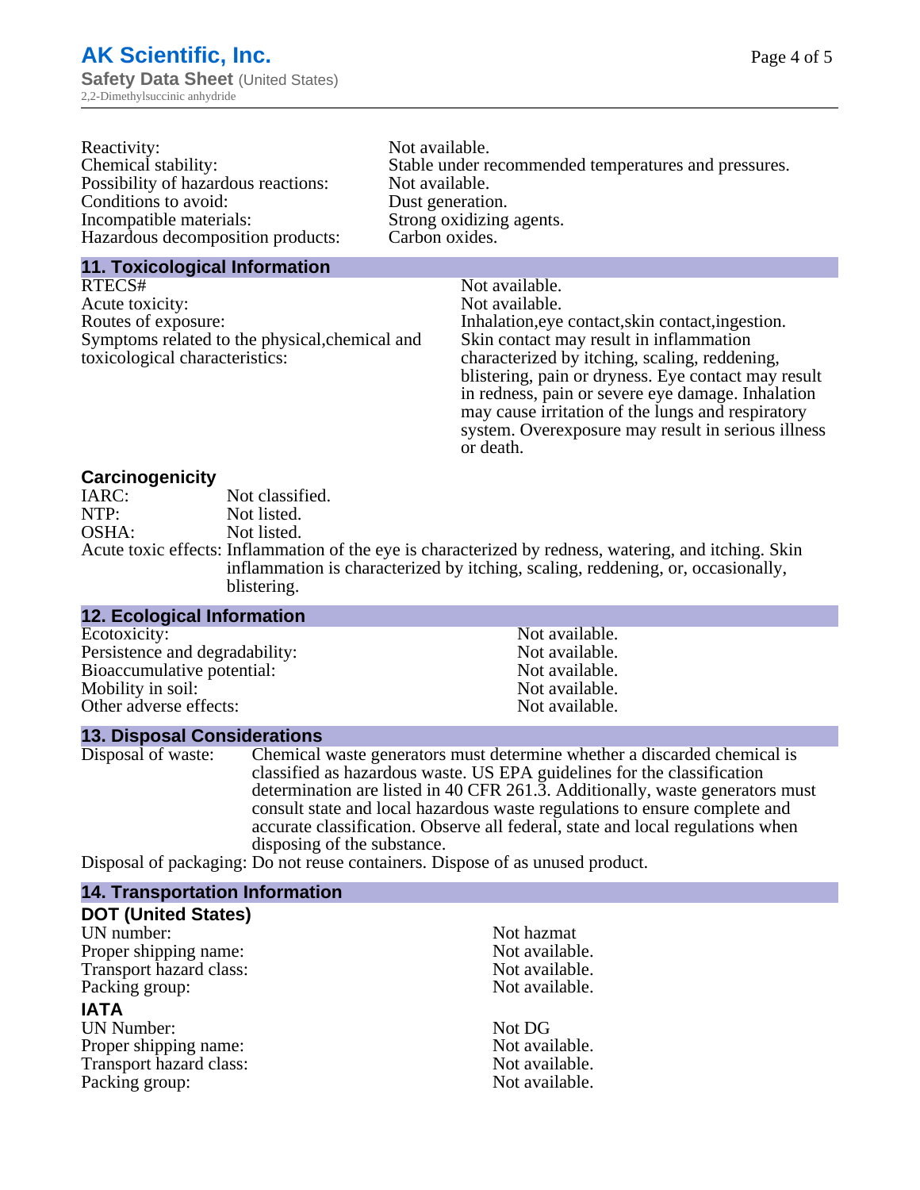| | |
|---|---|
| Reactivity: | Not available. |
| Chemical stability: | Stable under recommended temperatures and pressures. |
| Possibility of hazardous reactions: | Not available. |
| Conditions to avoid: | Dust generation. |
| Incompatible materials: | Strong oxidizing agents. |
| Hazardous decomposition products: | Carbon oxides. |

## 11. Toxicological Information

| | |
|---|---|
| RTECS# | Not available. |
| Acute toxicity: | Not available. |
| Routes of exposure: | Inhalation,eye contact,skin contact,ingestion. |
| Symptoms related to the physical,chemical and toxicological characteristics: | Skin contact may result in inflammation characterized by itching, scaling, reddening, blistering, pain or dryness. Eye contact may result in redness, pain or severe eye damage. Inhalation may cause irritation of the lungs and respiratory system. Overexposure may result in serious illness or death. |

### Carcinogenicity

| | |
|---|---|
| IARC: | Not classified. |
| NTP: | Not listed. |
| OSHA: | Not listed. |
| Acute toxic effects: | Inflammation of the eye is characterized by redness, watering, and itching. Skin inflammation is characterized by itching, scaling, reddening, or, occasionally, blistering. |

## 12. Ecological Information

| | |
|---|---|
| Ecotoxicity: | Not available. |
| Persistence and degradability: | Not available. |
| Bioaccumulative potential: | Not available. |
| Mobility in soil: | Not available. |
| Other adverse effects: | Not available. |

## 13. Disposal Considerations

Disposal of waste: Chemical waste generators must determine whether a discarded chemical is classified as hazardous waste. US EPA guidelines for the classification determination are listed in 40 CFR 261.3. Additionally, waste generators must consult state and local hazardous waste regulations to ensure complete and accurate classification. Observe all federal, state and local regulations when disposing of the substance.

Disposal of packaging: Do not reuse containers. Dispose of as unused product.

## 14. Transportation Information

### DOT (United States)

| | |
|---|---|
| UN number: | Not hazmat |
| Proper shipping name: | Not available. |
| Transport hazard class: | Not available. |
| Packing group: | Not available. |

### IATA

| | |
|---|---|
| UN Number: | Not DG |
| Proper shipping name: | Not available. |
| Transport hazard class: | Not available. |
| Packing group: | Not available. |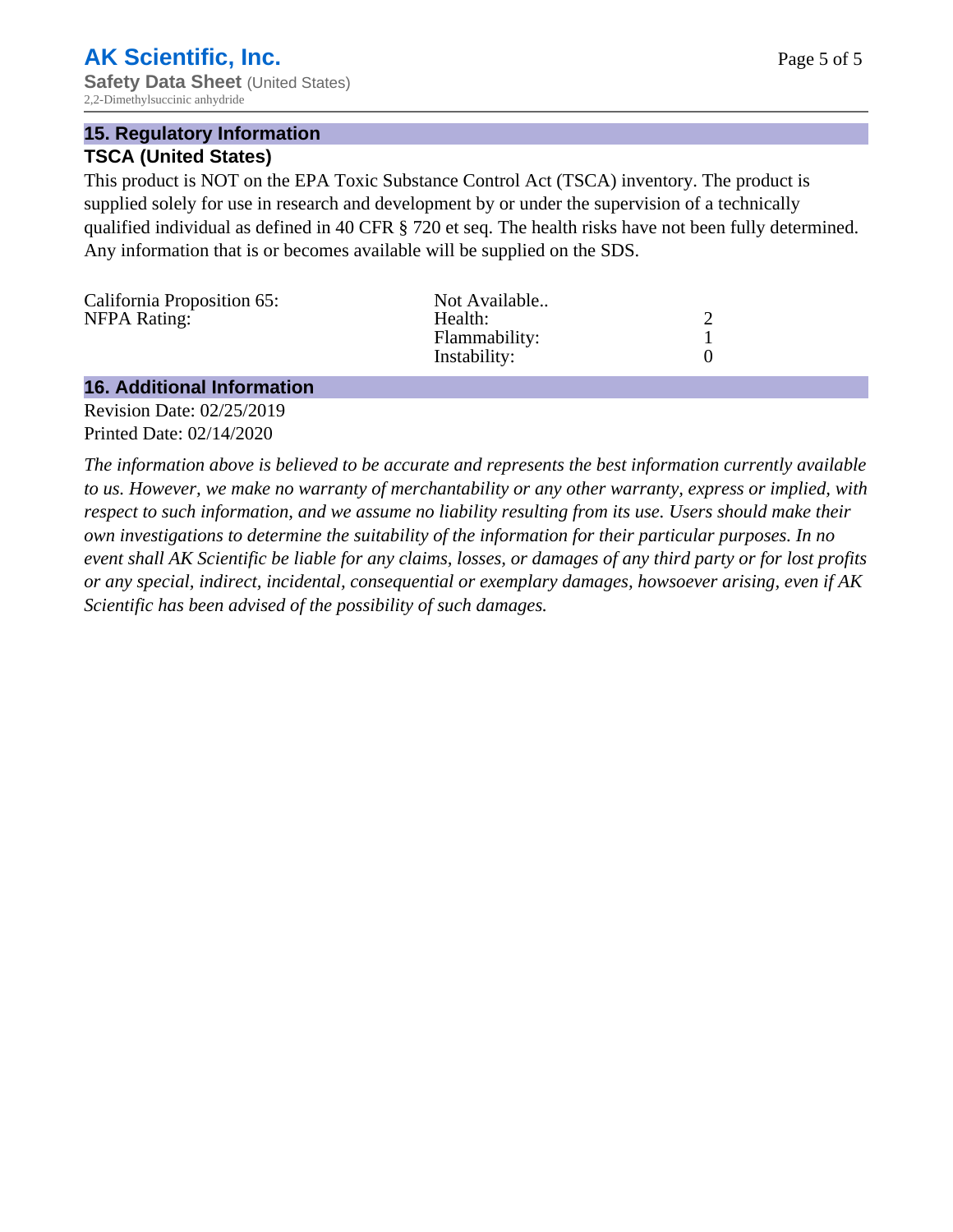## 15. Regulatory Information

### TSCA (United States)

This product is NOT on the EPA Toxic Substance Control Act (TSCA) inventory. The product is supplied solely for use in research and development by or under the supervision of a technically qualified individual as defined in 40 CFR § 720 et seq. The health risks have not been fully determined. Any information that is or becomes available will be supplied on the SDS.

| | | |
|---|---|---|
| California Proposition 65: | Not Available.. | |
| NFPA Rating: | Health: | 2 |
| | Flammability: | 1 |
| | Instability: | 0 |

## 16. Additional Information

Revision Date: 02/25/2019
Printed Date: 02/14/2020

*The information above is believed to be accurate and represents the best information currently available to us. However, we make no warranty of merchantability or any other warranty, express or implied, with respect to such information, and we assume no liability resulting from its use. Users should make their own investigations to determine the suitability of the information for their particular purposes. In no event shall AK Scientific be liable for any claims, losses, or damages of any third party or for lost profits or any special, indirect, incidental, consequential or exemplary damages, howsoever arising, even if AK Scientific has been advised of the possibility of such damages.*